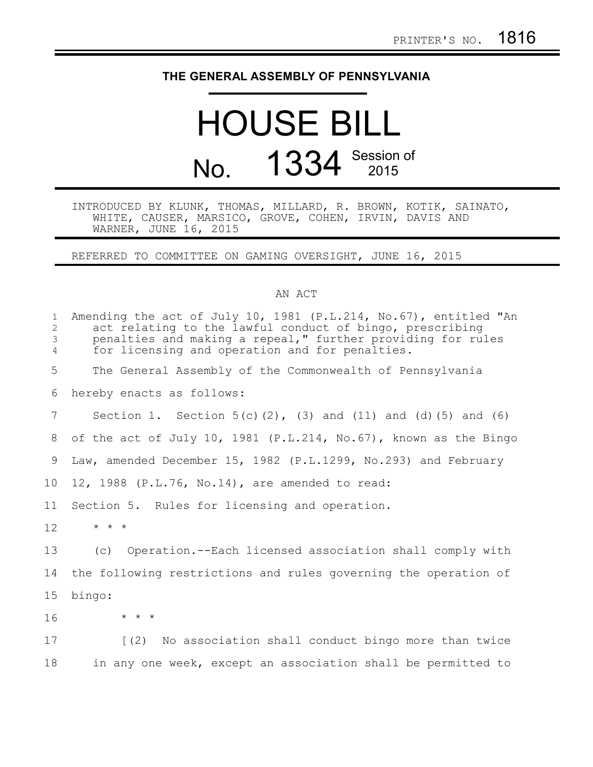PRINTER'S NO. 1816

**THE GENERAL ASSEMBLY OF PENNSYLVANIA**

# HOUSE BILL

# No. 1334 Session of 2015

INTRODUCED BY KLUNK, THOMAS, MILLARD, R. BROWN, KOTIK, SAINATO, WHITE, CAUSER, MARSICO, GROVE, COHEN, IRVIN, DAVIS AND WARNER, JUNE 16, 2015

REFERRED TO COMMITTEE ON GAMING OVERSIGHT, JUNE 16, 2015

AN ACT

Amending the act of July 10, 1981 (P.L.214, No.67), entitled "An act relating to the lawful conduct of bingo, prescribing penalties and making a repeal," further providing for rules for licensing and operation and for penalties.

The General Assembly of the Commonwealth of Pennsylvania hereby enacts as follows:

Section 1. Section 5(c)(2), (3) and (11) and (d)(5) and (6) of the act of July 10, 1981 (P.L.214, No.67), known as the Bingo Law, amended December 15, 1982 (P.L.1299, No.293) and February 12, 1988 (P.L.76, No.14), are amended to read:

Section 5. Rules for licensing and operation.

\* \* \*

(c) Operation.--Each licensed association shall comply with the following restrictions and rules governing the operation of bingo:

\* \* \*

[(2) No association shall conduct bingo more than twice in any one week, except an association shall be permitted to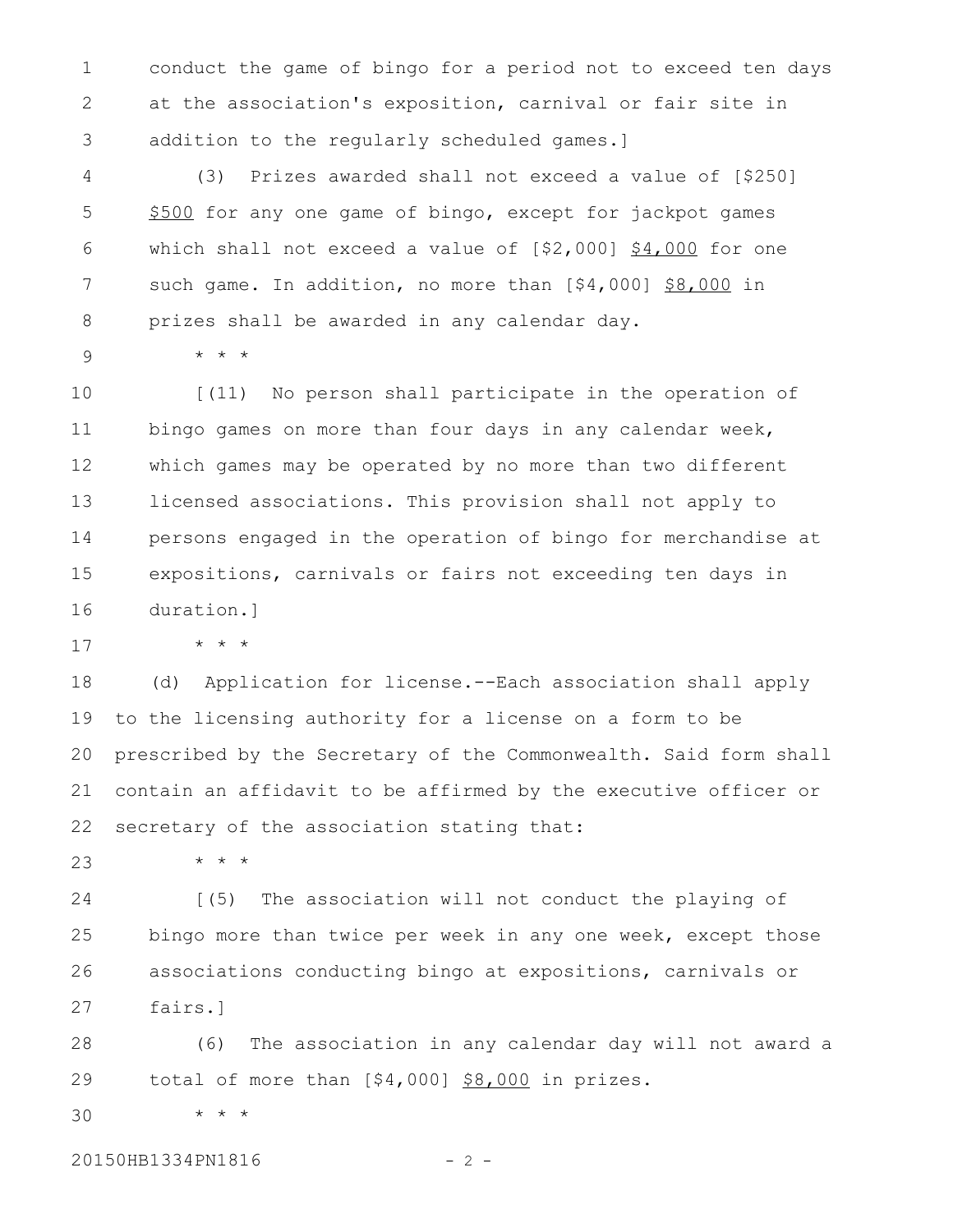conduct the game of bingo for a period not to exceed ten days at the association's exposition, carnival or fair site in addition to the regularly scheduled games.]

(3) Prizes awarded shall not exceed a value of [$250] <u>$500</u> for any one game of bingo, except for jackpot games which shall not exceed a value of [$2,000] <u>$4,000</u> for one such game. In addition, no more than [$4,000] <u>$8,000</u> in prizes shall be awarded in any calendar day.

* * *

[(11) No person shall participate in the operation of bingo games on more than four days in any calendar week, which games may be operated by no more than two different licensed associations. This provision shall not apply to persons engaged in the operation of bingo for merchandise at expositions, carnivals or fairs not exceeding ten days in duration.]

* * *

(d) Application for license.--Each association shall apply to the licensing authority for a license on a form to be prescribed by the Secretary of the Commonwealth. Said form shall contain an affidavit to be affirmed by the executive officer or secretary of the association stating that:

* * *

[(5) The association will not conduct the playing of bingo more than twice per week in any one week, except those associations conducting bingo at expositions, carnivals or fairs.]

(6) The association in any calendar day will not award a total of more than [$4,000] <u>$8,000</u> in prizes.

* * *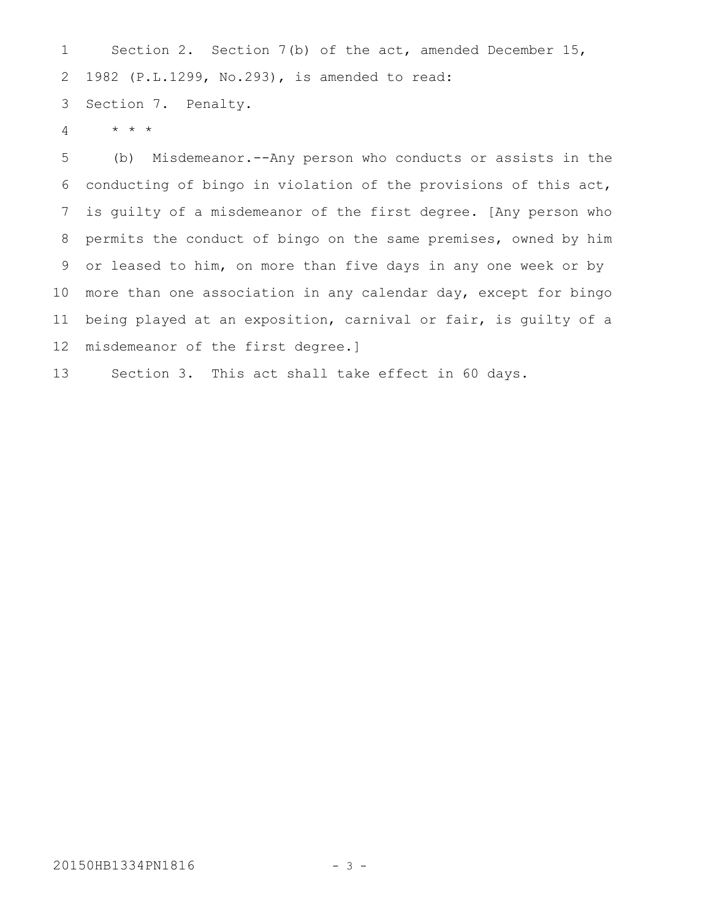Section 2. Section 7(b) of the act, amended December 15, 1982 (P.L.1299, No.293), is amended to read:

Section 7. Penalty.

* * *

(b) Misdemeanor.--Any person who conducts or assists in the conducting of bingo in violation of the provisions of this act, is guilty of a misdemeanor of the first degree. [Any person who permits the conduct of bingo on the same premises, owned by him or leased to him, on more than five days in any one week or by more than one association in any calendar day, except for bingo being played at an exposition, carnival or fair, is guilty of a misdemeanor of the first degree.]

Section 3. This act shall take effect in 60 days.